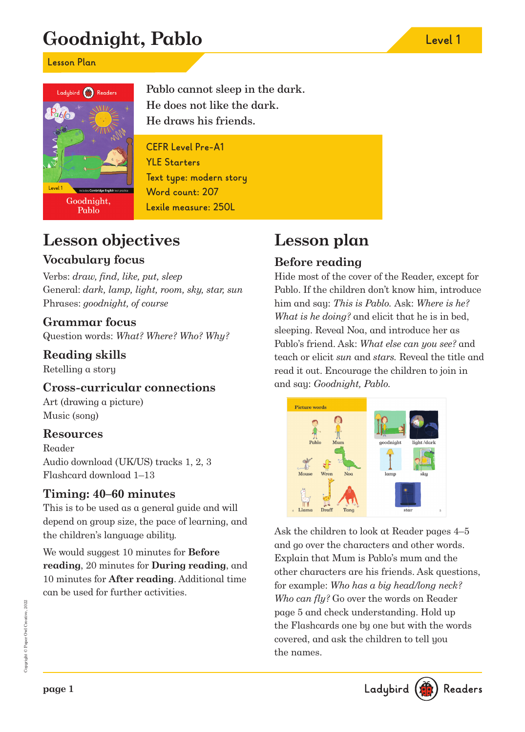# Goodnight, Pablo

Level 1

Lesson Plan

Pablo cannot sleep in the dark.
He does not like the dark.
He draws his friends.

CEFR Level Pre-A1
YLE Starters
Text type: modern story
Word count: 207
Lexile measure: 250L

## Lesson objectives

### Vocabulary focus

Verbs: *draw, find, like, put, sleep*
General: *dark, lamp, light, room, sky, star, sun*
Phrases: *goodnight, of course*

### Grammar focus

Question words: *What? Where? Who? Why?*

### Reading skills

Retelling a story

### Cross-curricular connections

Art (drawing a picture)
Music (song)

### Resources

Reader
Audio download (UK/US) tracks 1, 2, 3
Flashcard download 1–13

### Timing: 40–60 minutes

This is to be used as a general guide and will depend on group size, the pace of learning, and the children's language ability.

We would suggest 10 minutes for **Before reading**, 20 minutes for **During reading**, and 10 minutes for **After reading**. Additional time can be used for further activities.

## Lesson plan

### Before reading

Hide most of the cover of the Reader, except for Pablo. If the children don't know him, introduce him and say: *This is Pablo.* Ask: *Where is he? What is he doing?* and elicit that he is in bed, sleeping. Reveal Noa, and introduce her as Pablo's friend. Ask: *What else can you see?* and teach or elicit *sun* and *stars.* Reveal the title and read it out. Encourage the children to join in and say: *Goodnight, Pablo.*

Ask the children to look at Reader pages 4–5 and go over the characters and other words. Explain that Mum is Pablo's mum and the other characters are his friends. Ask questions, for example: *Who has a big head/long neck? Who can fly?* Go over the words on Reader page 5 and check understanding. Hold up the Flashcards one by one but with the words covered, and ask the children to tell you the names.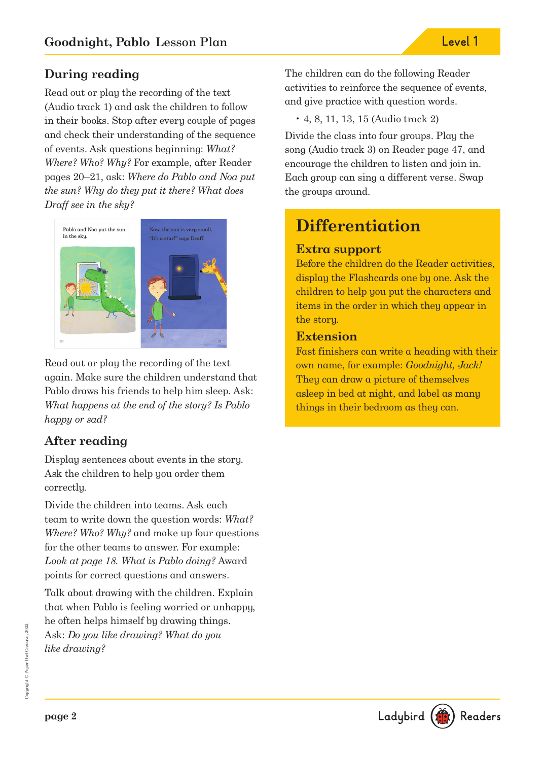## During reading

Read out or play the recording of the text (Audio track 1) and ask the children to follow in their books. Stop after every couple of pages and check their understanding of the sequence of events. Ask questions beginning: *What? Where? Who? Why?* For example, after Reader pages 20–21, ask: *Where do Pablo and Noa put the sun? Why do they put it there? What does Draff see in the sky?*

Pablo and Noa put the sun in the sky.

Now, the sun is very small. "It's a star!" says Draff.

Read out or play the recording of the text again. Make sure the children understand that Pablo draws his friends to help him sleep. Ask: *What happens at the end of the story? Is Pablo happy or sad?*

## After reading

Display sentences about events in the story. Ask the children to help you order them correctly.

Divide the children into teams. Ask each team to write down the question words: *What? Where? Who? Why?* and make up four questions for the other teams to answer. For example: *Look at page 18. What is Pablo doing?* Award points for correct questions and answers.

Talk about drawing with the children. Explain that when Pablo is feeling worried or unhappy, he often helps himself by drawing things. Ask: *Do you like drawing? What do you like drawing?*

The children can do the following Reader activities to reinforce the sequence of events, and give practice with question words.

- 4, 8, 11, 13, 15 (Audio track 2)

Divide the class into four groups. Play the song (Audio track 3) on Reader page 47, and encourage the children to listen and join in. Each group can sing a different verse. Swap the groups around.

# Differentiation

### Extra support

Before the children do the Reader activities, display the Flashcards one by one. Ask the children to help you put the characters and items in the order in which they appear in the story.

### Extension

Fast finishers can write a heading with their own name, for example: *Goodnight, Jack!* They can draw a picture of themselves asleep in bed at night, and label as many things in their bedroom as they can.

Copyright © Paper Owl Creative, 2022